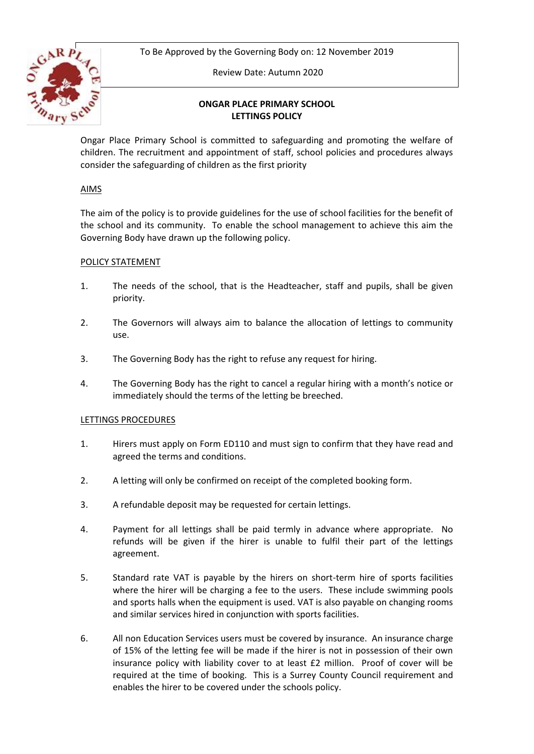To Be Approved by the Governing Body on: 12 November 2019

Review Date: Autumn 2020

# ONGAR PLACE PRIMARY SCHOOL
# LETTINGS POLICY

Ongar Place Primary School is committed to safeguarding and promoting the welfare of children. The recruitment and appointment of staff, school policies and procedures always consider the safeguarding of children as the first priority

## AIMS

The aim of the policy is to provide guidelines for the use of school facilities for the benefit of the school and its community. To enable the school management to achieve this aim the Governing Body have drawn up the following policy.

## POLICY STATEMENT

1. The needs of the school, that is the Headteacher, staff and pupils, shall be given priority.

2. The Governors will always aim to balance the allocation of lettings to community use.

3. The Governing Body has the right to refuse any request for hiring.

4. The Governing Body has the right to cancel a regular hiring with a month's notice or immediately should the terms of the letting be breeched.

## LETTINGS PROCEDURES

1. Hirers must apply on Form ED110 and must sign to confirm that they have read and agreed the terms and conditions.

2. A letting will only be confirmed on receipt of the completed booking form.

3. A refundable deposit may be requested for certain lettings.

4. Payment for all lettings shall be paid termly in advance where appropriate. No refunds will be given if the hirer is unable to fulfil their part of the lettings agreement.

5. Standard rate VAT is payable by the hirers on short-term hire of sports facilities where the hirer will be charging a fee to the users. These include swimming pools and sports halls when the equipment is used. VAT is also payable on changing rooms and similar services hired in conjunction with sports facilities.

6. All non Education Services users must be covered by insurance. An insurance charge of 15% of the letting fee will be made if the hirer is not in possession of their own insurance policy with liability cover to at least £2 million. Proof of cover will be required at the time of booking. This is a Surrey County Council requirement and enables the hirer to be covered under the schools policy.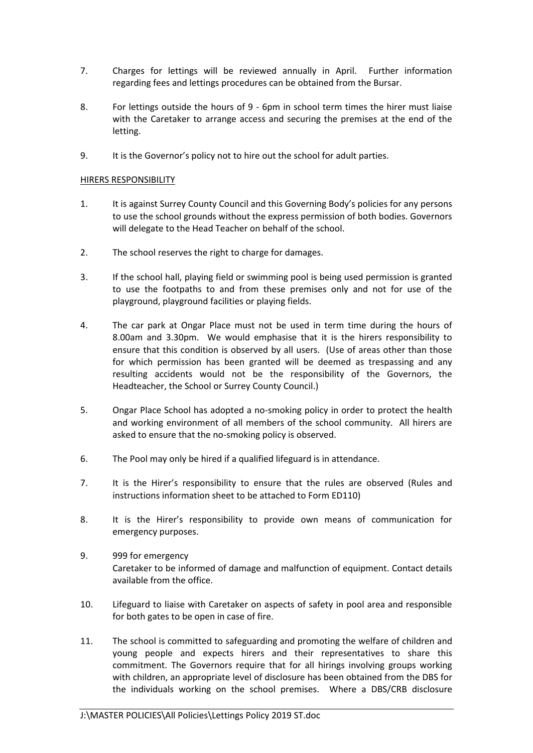7. Charges for lettings will be reviewed annually in April. Further information regarding fees and lettings procedures can be obtained from the Bursar.

8. For lettings outside the hours of 9 - 6pm in school term times the hirer must liaise with the Caretaker to arrange access and securing the premises at the end of the letting.

9. It is the Governor's policy not to hire out the school for adult parties.

## HIRERS RESPONSIBILITY

1. It is against Surrey County Council and this Governing Body's policies for any persons to use the school grounds without the express permission of both bodies. Governors will delegate to the Head Teacher on behalf of the school.

2. The school reserves the right to charge for damages.

3. If the school hall, playing field or swimming pool is being used permission is granted to use the footpaths to and from these premises only and not for use of the playground, playground facilities or playing fields.

4. The car park at Ongar Place must not be used in term time during the hours of 8.00am and 3.30pm. We would emphasise that it is the hirers responsibility to ensure that this condition is observed by all users. (Use of areas other than those for which permission has been granted will be deemed as trespassing and any resulting accidents would not be the responsibility of the Governors, the Headteacher, the School or Surrey County Council.)

5. Ongar Place School has adopted a no-smoking policy in order to protect the health and working environment of all members of the school community. All hirers are asked to ensure that the no-smoking policy is observed.

6. The Pool may only be hired if a qualified lifeguard is in attendance.

7. It is the Hirer's responsibility to ensure that the rules are observed (Rules and instructions information sheet to be attached to Form ED110)

8. It is the Hirer's responsibility to provide own means of communication for emergency purposes.

9. 999 for emergency
   Caretaker to be informed of damage and malfunction of equipment. Contact details available from the office.

10. Lifeguard to liaise with Caretaker on aspects of safety in pool area and responsible for both gates to be open in case of fire.

11. The school is committed to safeguarding and promoting the welfare of children and young people and expects hirers and their representatives to share this commitment. The Governors require that for all hirings involving groups working with children, an appropriate level of disclosure has been obtained from the DBS for the individuals working on the school premises. Where a DBS/CRB disclosure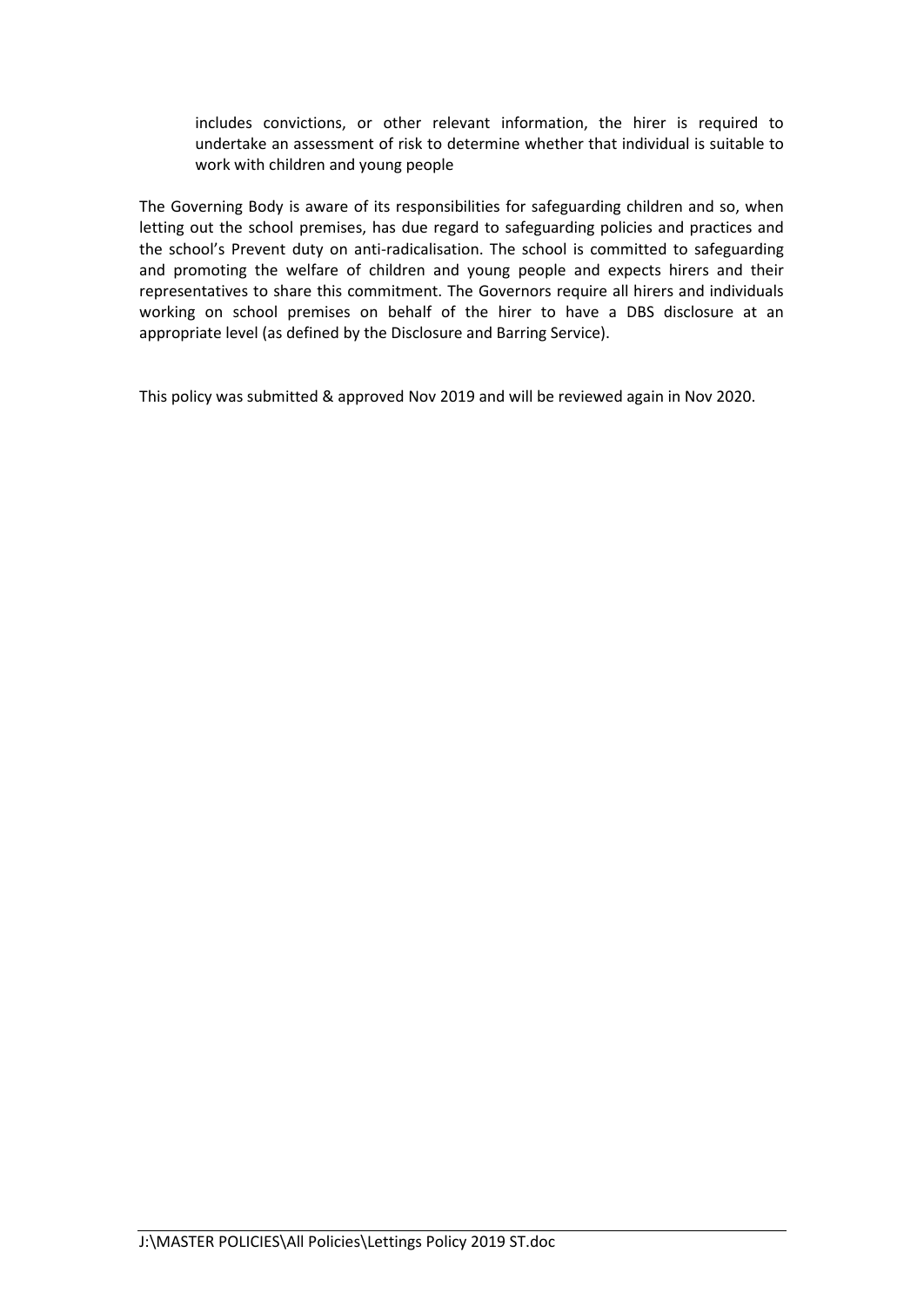includes convictions, or other relevant information, the hirer is required to undertake an assessment of risk to determine whether that individual is suitable to work with children and young people

The Governing Body is aware of its responsibilities for safeguarding children and so, when letting out the school premises, has due regard to safeguarding policies and practices and the school's Prevent duty on anti-radicalisation. The school is committed to safeguarding and promoting the welfare of children and young people and expects hirers and their representatives to share this commitment. The Governors require all hirers and individuals working on school premises on behalf of the hirer to have a DBS disclosure at an appropriate level (as defined by the Disclosure and Barring Service).

This policy was submitted & approved Nov 2019 and will be reviewed again in Nov 2020.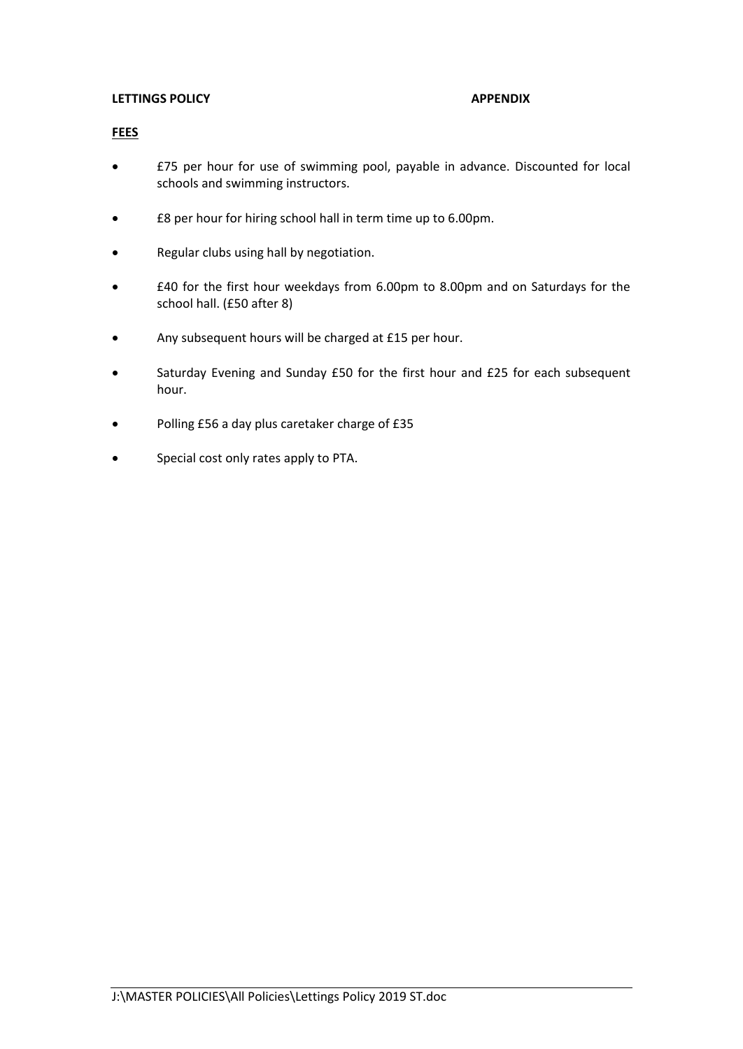**LETTINGS POLICY** **APPENDIX**

**FEES**

- £75 per hour for use of swimming pool, payable in advance. Discounted for local schools and swimming instructors.
- £8 per hour for hiring school hall in term time up to 6.00pm.
- Regular clubs using hall by negotiation.
- £40 for the first hour weekdays from 6.00pm to 8.00pm and on Saturdays for the school hall. (£50 after 8)
- Any subsequent hours will be charged at £15 per hour.
- Saturday Evening and Sunday £50 for the first hour and £25 for each subsequent hour.
- Polling £56 a day plus caretaker charge of £35
- Special cost only rates apply to PTA.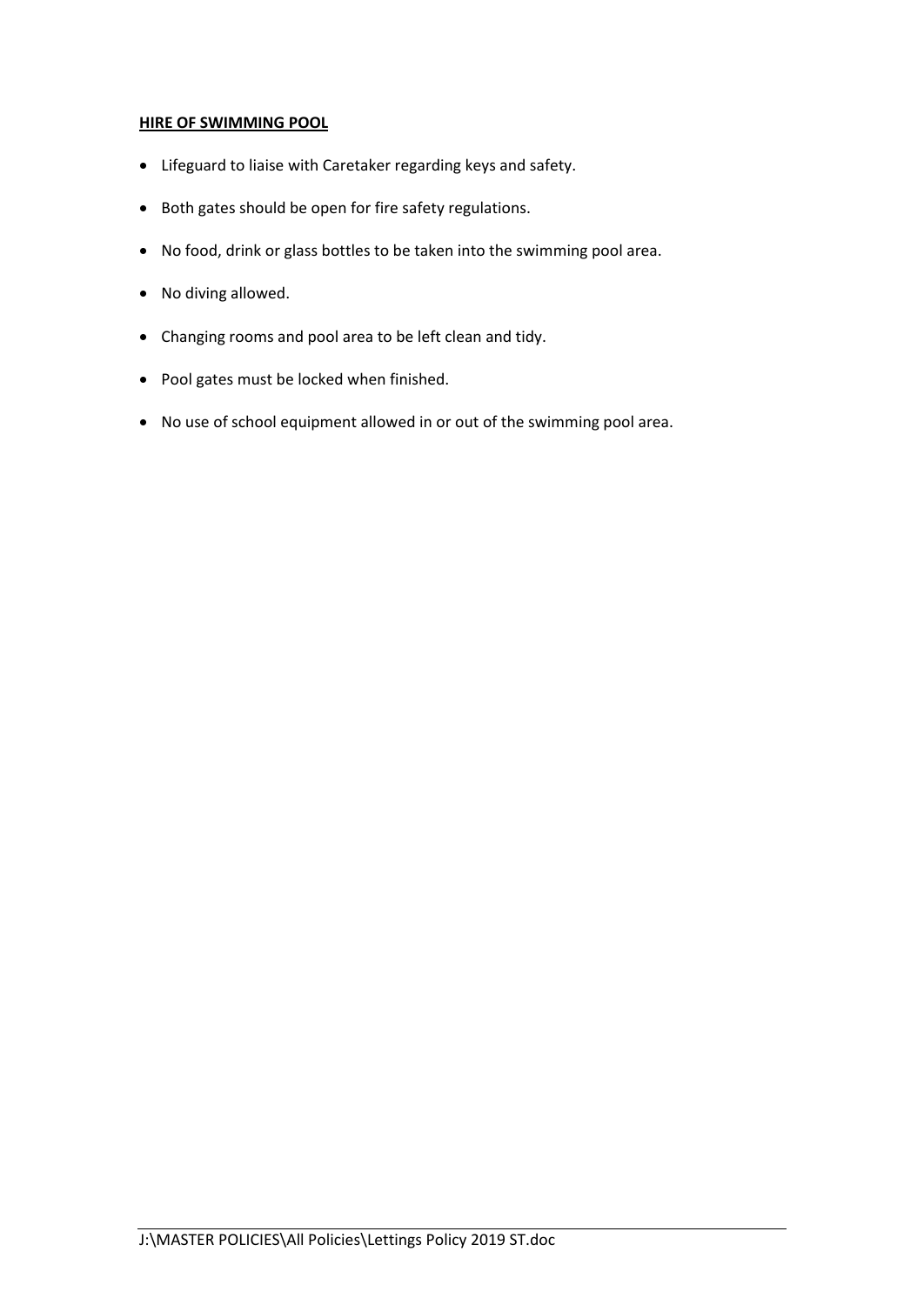**HIRE OF SWIMMING POOL**

- Lifeguard to liaise with Caretaker regarding keys and safety.
- Both gates should be open for fire safety regulations.
- No food, drink or glass bottles to be taken into the swimming pool area.
- No diving allowed.
- Changing rooms and pool area to be left clean and tidy.
- Pool gates must be locked when finished.
- No use of school equipment allowed in or out of the swimming pool area.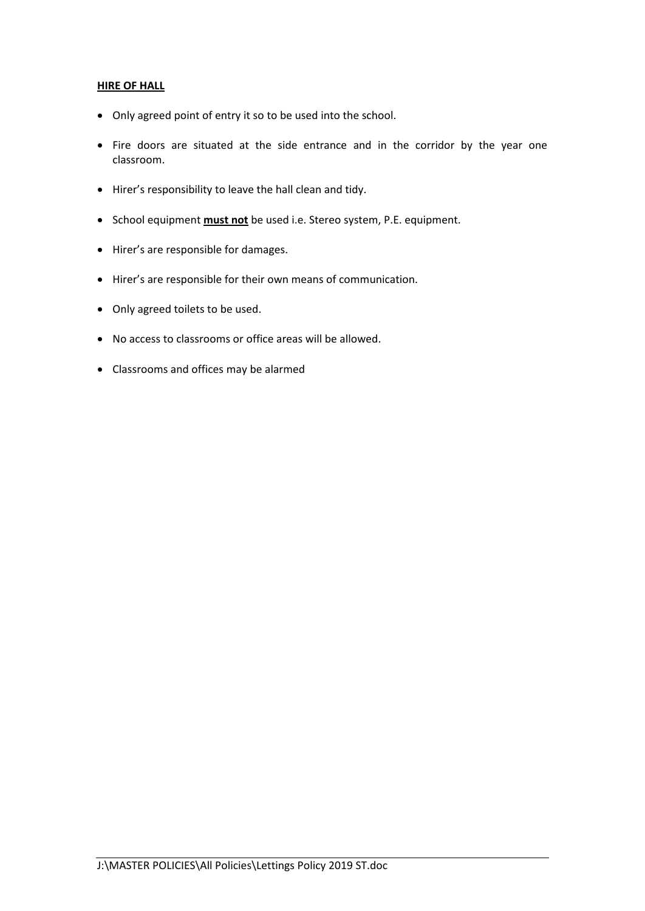**<u>HIRE OF HALL</u>**

- Only agreed point of entry it so to be used into the school.
- Fire doors are situated at the side entrance and in the corridor by the year one classroom.
- Hirer's responsibility to leave the hall clean and tidy.
- School equipment **<u>must not</u>** be used i.e. Stereo system, P.E. equipment.
- Hirer's are responsible for damages.
- Hirer's are responsible for their own means of communication.
- Only agreed toilets to be used.
- No access to classrooms or office areas will be allowed.
- Classrooms and offices may be alarmed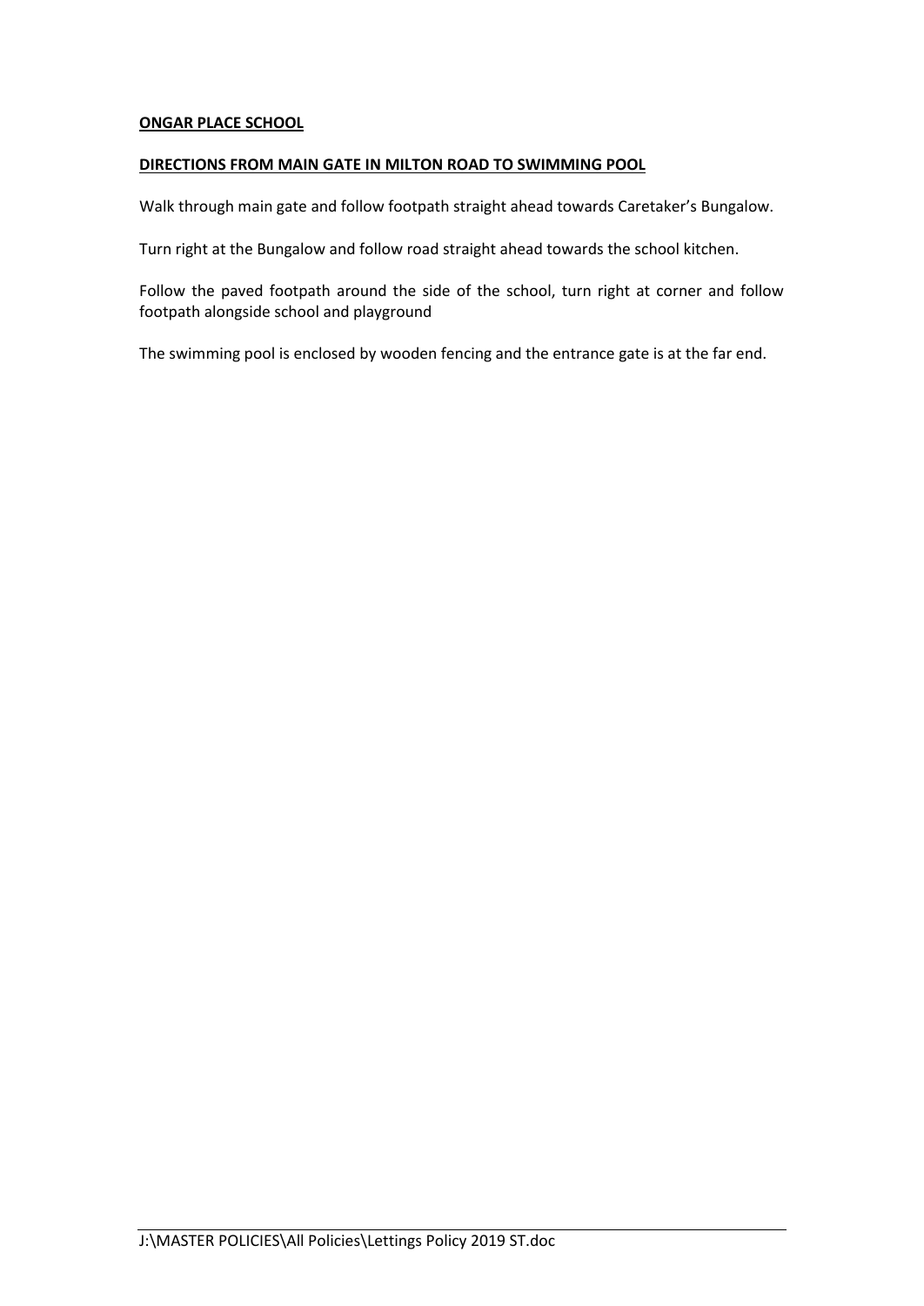**ONGAR PLACE SCHOOL**

**DIRECTIONS FROM MAIN GATE IN MILTON ROAD TO SWIMMING POOL**

Walk through main gate and follow footpath straight ahead towards Caretaker's Bungalow.

Turn right at the Bungalow and follow road straight ahead towards the school kitchen.

Follow the paved footpath around the side of the school, turn right at corner and follow footpath alongside school and playground

The swimming pool is enclosed by wooden fencing and the entrance gate is at the far end.